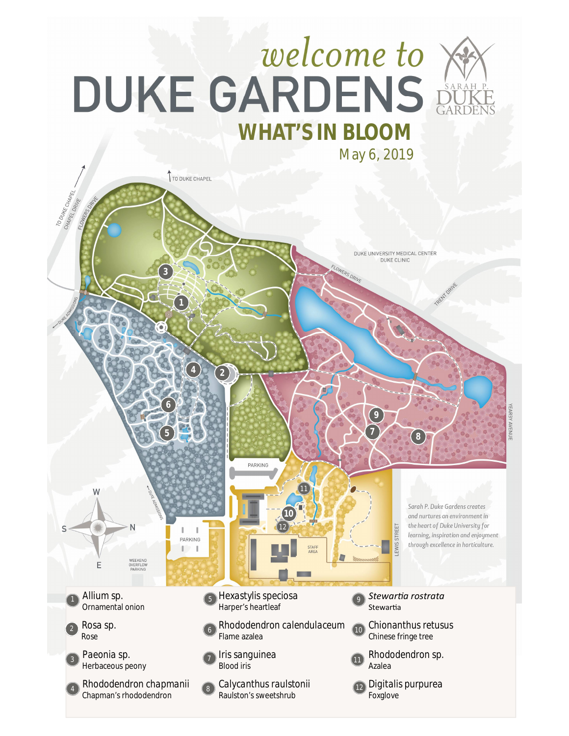# welcome to DUKE GARDENS

SARAH P. DUKE GARDENS

## WHAT'S IN BLOOM

May 6, 2019

TO DUKE CHAPEL

TO DUKE CHAPEL CHAPEL DRIVE

FLOWERS DRIVE

DUKE UNIVERSITY MEDICAL CENTER DUKE CLINIC

TRENT DRIVE

DUKE ADMISSIONS

YEARBY AVENUE

PARKING

LEWIS STREET

STAFF AREA

WEEKEND OVERFLOW PARKING

*Sarah P. Duke Gardens creates and nurtures an environment in the heart of Duke University for learning, inspiration and enjoyment through excellence in horticulture.*

1. Allium sp. — Ornamental onion
2. Rosa sp. — Rose
3. Paeonia sp. — Herbaceous peony
4. Rhododendron chapmanii — Chapman's rhododendron
5. Hexastylis speciosa — Harper's heartleaf
6. Rhododendron calendulaceum — Flame azalea
7. Iris sanguinea — Blood iris
8. Calycanthus raulstonii — Raulston's sweetshrub
9. *Stewartia rostrata* — Stewartia
10. Chionanthus retusus — Chinese fringe tree
11. Rhododendron sp. — Azalea
12. Digitalis purpurea — Foxglove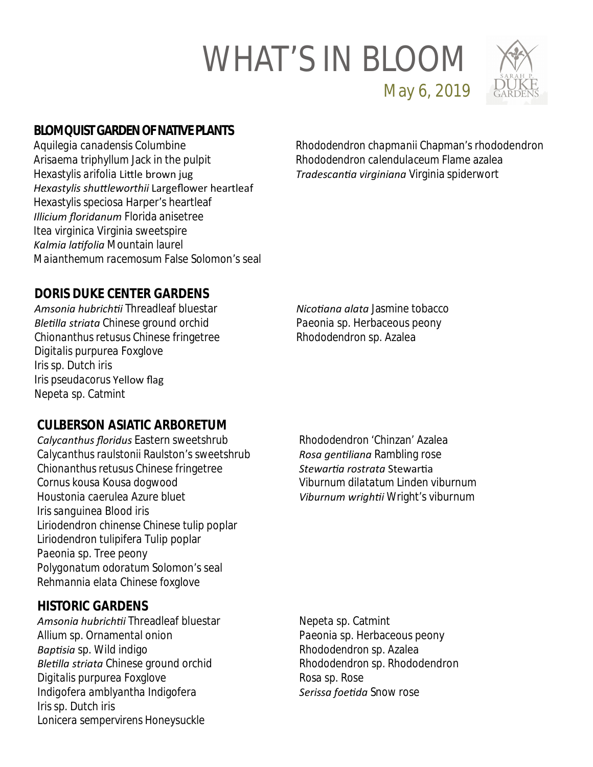# WHAT'S IN BLOOM

May 6, 2019

## BLOMQUIST GARDEN OF NATIVE PLANTS

Aquilegia canadensis Columbine
Arisaema triphyllum Jack in the pulpit
Hexastylis arifolia Little brown jug
*Hexastylis shuttleworthii* Largeflower heartleaf
Hexastylis speciosa Harper's heartleaf
*Illicium floridanum* Florida anisetree
Itea virginica Virginia sweetspire
*Kalmia latifolia* Mountain laurel
Maianthemum racemosum False Solomon's seal
Rhododendron chapmanii Chapman's rhododendron
Rhododendron calendulaceum Flame azalea
*Tradescantia virginiana* Virginia spiderwort

## DORIS DUKE CENTER GARDENS

*Amsonia hubrichtii* Threadleaf bluestar
*Bletilla striata* Chinese ground orchid
Chionanthus retusus Chinese fringetree
Digitalis purpurea Foxglove
Iris sp. Dutch iris
Iris pseudacorus Yellow flag
Nepeta sp. Catmint
*Nicotiana alata* Jasmine tobacco
Paeonia sp. Herbaceous peony
Rhododendron sp. Azalea

## CULBERSON ASIATIC ARBORETUM

*Calycanthus floridus* Eastern sweetshrub
Calycanthus raulstonii Raulston's sweetshrub
Chionanthus retusus Chinese fringetree
Cornus kousa Kousa dogwood
Houstonia caerulea Azure bluet
Iris sanguinea Blood iris
Liriodendron chinense Chinese tulip poplar
Liriodendron tulipifera Tulip poplar
Paeonia sp. Tree peony
Polygonatum odoratum Solomon's seal
Rehmannia elata Chinese foxglove
Rhododendron 'Chinzan' Azalea
*Rosa gentiliana* Rambling rose
*Stewartia rostrata* Stewartia
Viburnum dilatatum Linden viburnum
*Viburnum wrightii* Wright's viburnum

## HISTORIC GARDENS

*Amsonia hubrichtii* Threadleaf bluestar
Allium sp. Ornamental onion
*Baptisia* sp. Wild indigo
*Bletilla striata* Chinese ground orchid
Digitalis purpurea Foxglove
Indigofera amblyantha Indigofera
Iris sp. Dutch iris
Lonicera sempervirens Honeysuckle
Nepeta sp. Catmint
Paeonia sp. Herbaceous peony
Rhododendron sp. Azalea
Rhododendron sp. Rhododendron
Rosa sp. Rose
*Serissa foetida* Snow rose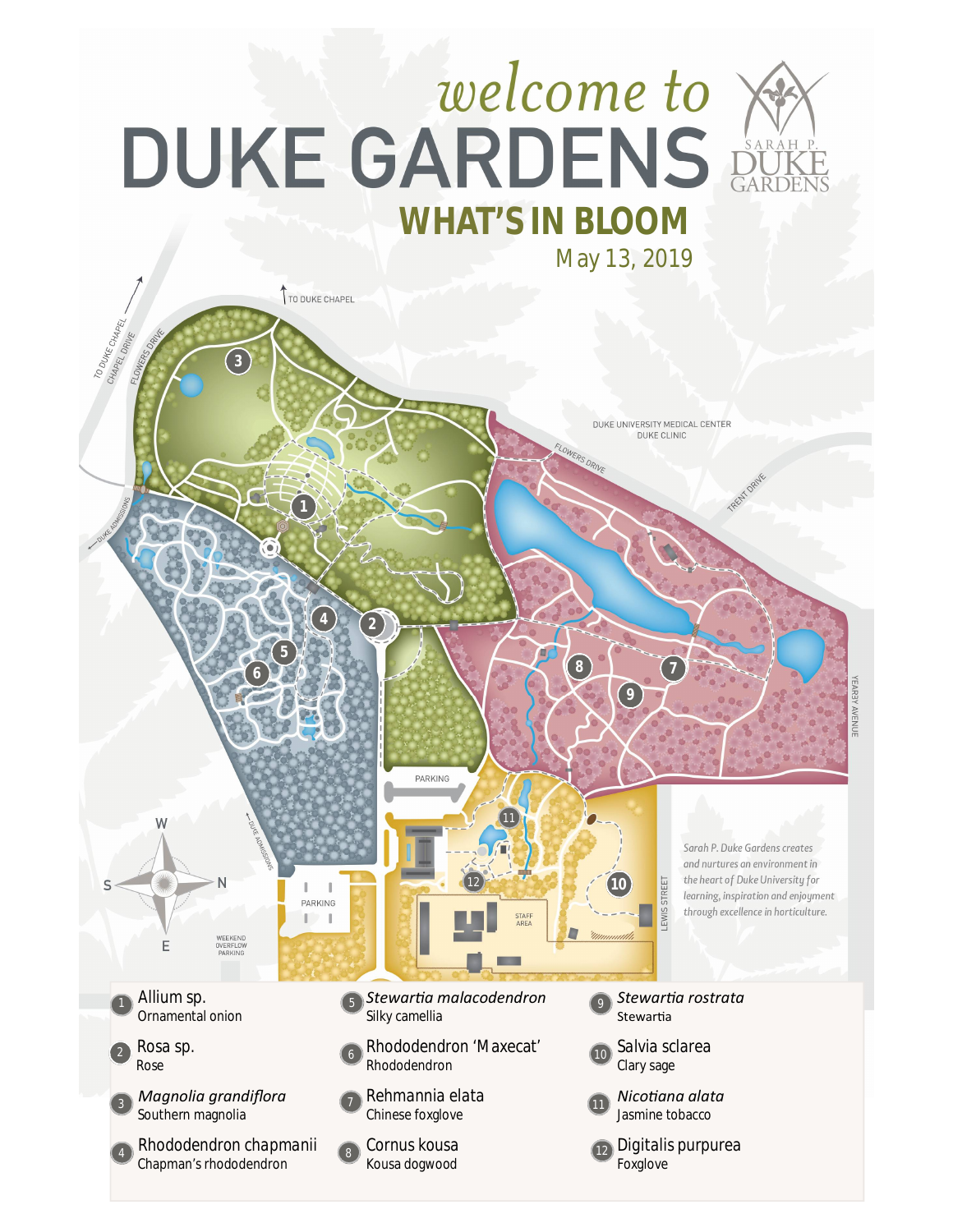# welcome to DUKE GARDENS

SARAH P. DUKE GARDENS

## WHAT'S IN BLOOM

May 13, 2019

TO DUKE CHAPEL

TO DUKE CHAPEL · CHAPEL DRIVE · FLOWERS DRIVE

DUKE UNIVERSITY MEDICAL CENTER · DUKE CLINIC

FLOWERS DRIVE · TRENT DRIVE

DUKE ADMISSIONS

YEARBY AVENUE

PARKING

LEWIS STREET

STAFF AREA

PARKING

WEEKEND OVERFLOW PARKING

DUKE ADMISSIONS

W · S · N · E

*Sarah P. Duke Gardens creates and nurtures an environment in the heart of Duke University for learning, inspiration and enjoyment through excellence in horticulture.*

1. Allium sp. — Ornamental onion
2. Rosa sp. — Rose
3. *Magnolia grandiflora* — Southern magnolia
4. Rhododendron chapmanii — Chapman's rhododendron
5. *Stewartia malacodendron* — Silky camellia
6. Rhododendron 'Maxecat' — Rhododendron
7. Rehmannia elata — Chinese foxglove
8. Cornus kousa — Kousa dogwood
9. *Stewartia rostrata* — Stewartia
10. Salvia sclarea — Clary sage
11. *Nicotiana alata* — Jasmine tobacco
12. Digitalis purpurea — Foxglove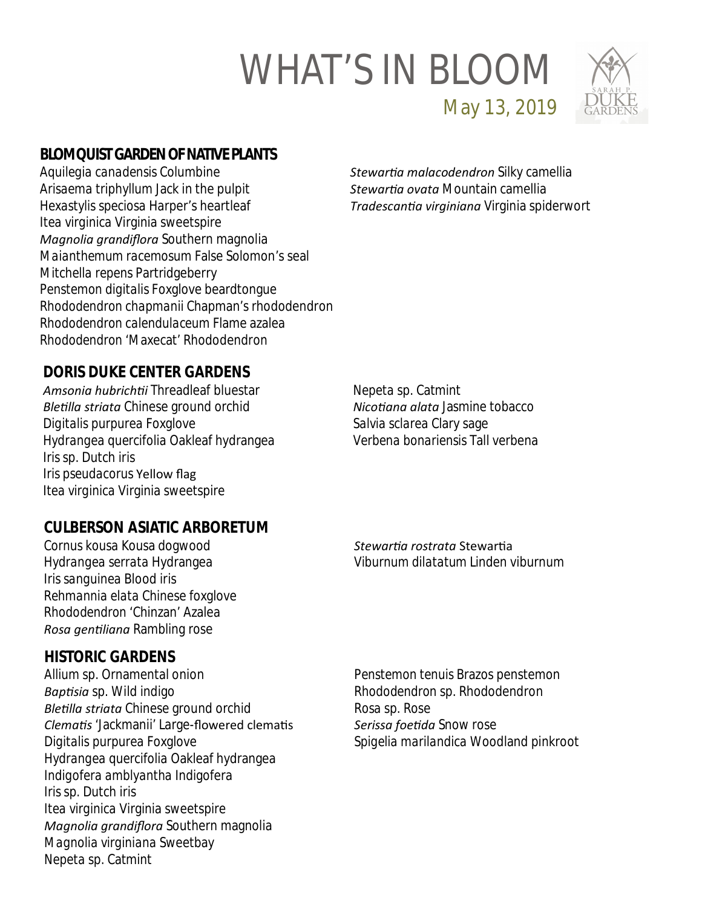# WHAT'S IN BLOOM

## May 13, 2019

### BLOMQUIST GARDEN OF NATIVE PLANTS

Aquilegia canadensis Columbine
Arisaema triphyllum Jack in the pulpit
Hexastylis speciosa Harper's heartleaf
Itea virginica Virginia sweetspire
*Magnolia grandiflora* Southern magnolia
Maianthemum racemosum False Solomon's seal
Mitchella repens Partridgeberry
Penstemon digitalis Foxglove beardtongue
Rhododendron chapmanii Chapman's rhododendron
Rhododendron calendulaceum Flame azalea
Rhododendron 'Maxecat' Rhododendron
*Stewartia malacodendron* Silky camellia
*Stewartia ovata* Mountain camellia
*Tradescantia virginiana* Virginia spiderwort

### DORIS DUKE CENTER GARDENS

*Amsonia hubrichtii* Threadleaf bluestar
*Bletilla striata* Chinese ground orchid
Digitalis purpurea Foxglove
Hydrangea quercifolia Oakleaf hydrangea
Iris sp. Dutch iris
Iris pseudacorus Yellow flag
Itea virginica Virginia sweetspire
Nepeta sp. Catmint
*Nicotiana alata* Jasmine tobacco
Salvia sclarea Clary sage
Verbena bonariensis Tall verbena

### CULBERSON ASIATIC ARBORETUM

Cornus kousa Kousa dogwood
Hydrangea serrata Hydrangea
Iris sanguinea Blood iris
Rehmannia elata Chinese foxglove
Rhododendron 'Chinzan' Azalea
*Rosa gentiliana* Rambling rose
*Stewartia rostrata* Stewartia
Viburnum dilatatum Linden viburnum

### HISTORIC GARDENS

Allium sp. Ornamental onion
*Baptisia* sp. Wild indigo
*Bletilla striata* Chinese ground orchid
*Clematis* 'Jackmanii' Large-flowered clematis
Digitalis purpurea Foxglove
Hydrangea quercifolia Oakleaf hydrangea
Indigofera amblyantha Indigofera
Iris sp. Dutch iris
Itea virginica Virginia sweetspire
*Magnolia grandiflora* Southern magnolia
Magnolia virginiana Sweetbay
Nepeta sp. Catmint
Penstemon tenuis Brazos penstemon
Rhododendron sp. Rhododendron
Rosa sp. Rose
*Serissa foetida* Snow rose
Spigelia marilandica Woodland pinkroot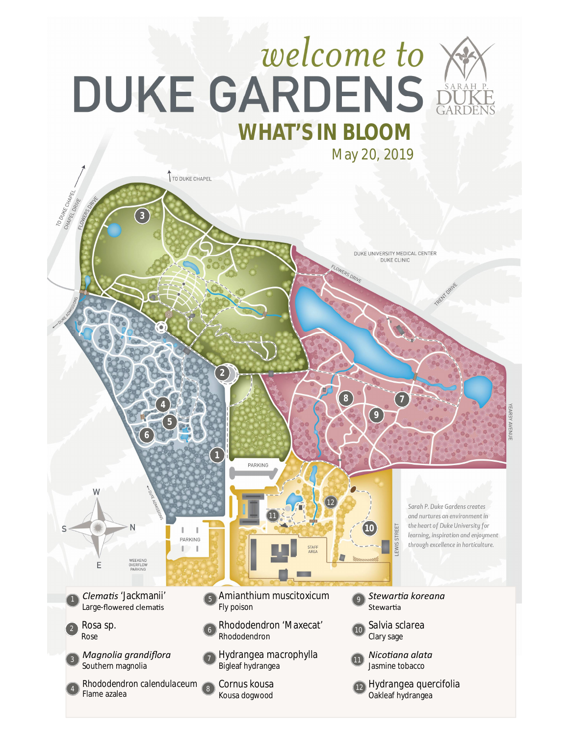# welcome to DUKE GARDENS

SARAH P. DUKE GARDENS

## WHAT'S IN BLOOM

May 20, 2019

TO DUKE CHAPEL

TO DUKE CHAPEL

CHAPEL DRIVE

FLOWERS DRIVE

DUKE UNIVERSITY MEDICAL CENTER
DUKE CLINIC

FLOWERS DRIVE

TRENT DRIVE

DUKE ADMISSIONS

YEARBY AVENUE

PARKING

PARKING

DUKE ADMISSIONS

STAFF AREA

LEWIS STREET

WEEKEND OVERFLOW PARKING

W S N E

*Sarah P. Duke Gardens creates and nurtures an environment in the heart of Duke University for learning, inspiration and enjoyment through excellence in horticulture.*

1. *Clematis* 'Jackmanii' — Large-flowered clematis
2. Rosa sp. — Rose
3. *Magnolia grandiflora* — Southern magnolia
4. Rhododendron calendulaceum — Flame azalea
5. Amianthium muscitoxicum — Fly poison
6. Rhododendron 'Maxecat' — Rhododendron
7. Hydrangea macrophylla — Bigleaf hydrangea
8. Cornus kousa — Kousa dogwood
9. *Stewartia koreana* — Stewartia
10. Salvia sclarea — Clary sage
11. *Nicotiana alata* — Jasmine tobacco
12. Hydrangea quercifolia — Oakleaf hydrangea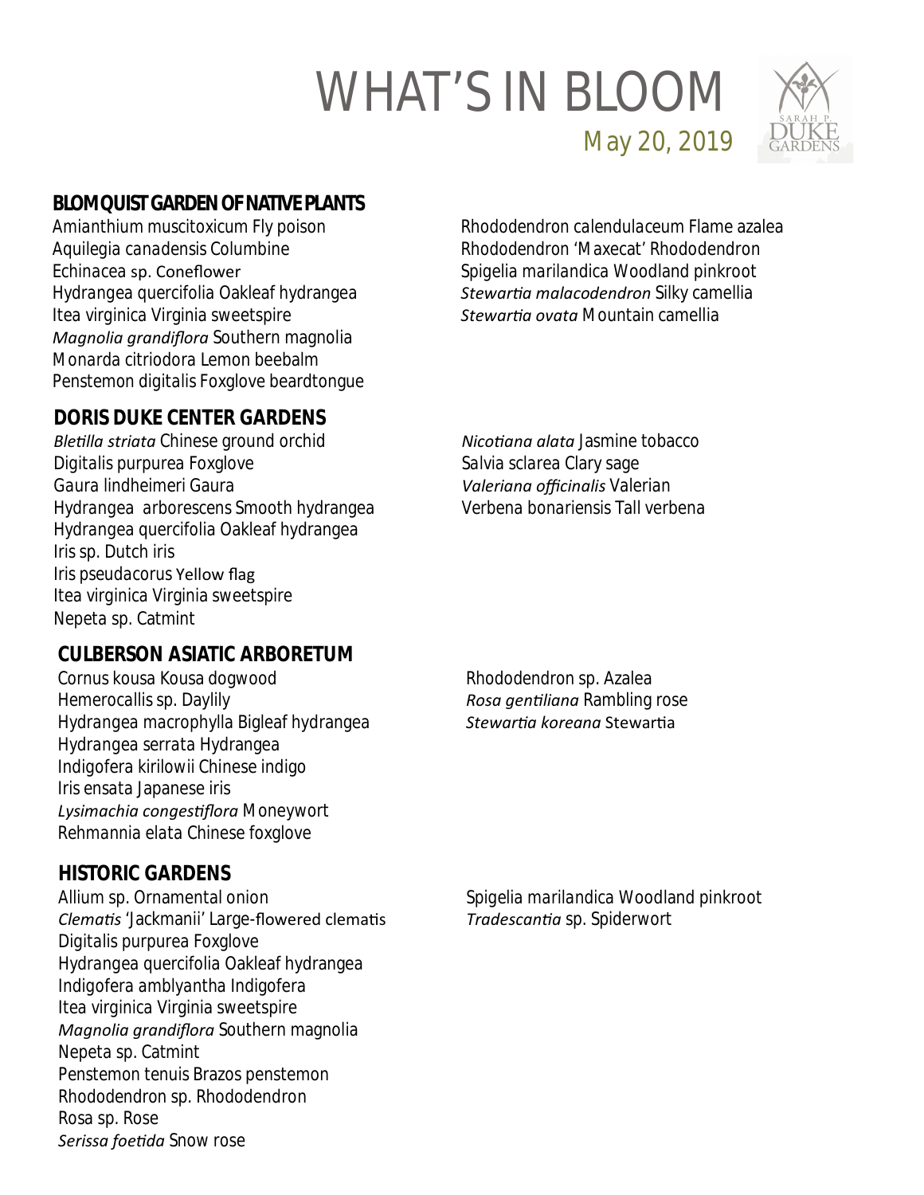# WHAT'S IN BLOOM

May 20, 2019

## BLOMQUIST GARDEN OF NATIVE PLANTS

Amianthium muscitoxicum Fly poison
Aquilegia canadensis Columbine
Echinacea sp. Coneflower
Hydrangea quercifolia Oakleaf hydrangea
Itea virginica Virginia sweetspire
*Magnolia grandiflora* Southern magnolia
Monarda citriodora Lemon beebalm
Penstemon digitalis Foxglove beardtongue
Rhododendron calendulaceum Flame azalea
Rhododendron 'Maxecat' Rhododendron
Spigelia marilandica Woodland pinkroot
*Stewartia malacodendron* Silky camellia
*Stewartia ovata* Mountain camellia

## DORIS DUKE CENTER GARDENS

*Bletilla striata* Chinese ground orchid
Digitalis purpurea Foxglove
Gaura lindheimeri Gaura
Hydrangea arborescens Smooth hydrangea
Hydrangea quercifolia Oakleaf hydrangea
Iris sp. Dutch iris
Iris pseudacorus Yellow flag
Itea virginica Virginia sweetspire
Nepeta sp. Catmint
*Nicotiana alata* Jasmine tobacco
Salvia sclarea Clary sage
*Valeriana officinalis* Valerian
Verbena bonariensis Tall verbena

## CULBERSON ASIATIC ARBORETUM

Cornus kousa Kousa dogwood
Hemerocallis sp. Daylily
Hydrangea macrophylla Bigleaf hydrangea
Hydrangea serrata Hydrangea
Indigofera kirilowii Chinese indigo
Iris ensata Japanese iris
*Lysimachia congestiflora* Moneywort
Rehmannia elata Chinese foxglove
Rhododendron sp. Azalea
*Rosa gentiliana* Rambling rose
*Stewartia koreana* Stewartia

## HISTORIC GARDENS

Allium sp. Ornamental onion
*Clematis* 'Jackmanii' Large-flowered clematis
Digitalis purpurea Foxglove
Hydrangea quercifolia Oakleaf hydrangea
Indigofera amblyantha Indigofera
Itea virginica Virginia sweetspire
*Magnolia grandiflora* Southern magnolia
Nepeta sp. Catmint
Penstemon tenuis Brazos penstemon
Rhododendron sp. Rhododendron
Rosa sp. Rose
*Serissa foetida* Snow rose
Spigelia marilandica Woodland pinkroot
*Tradescantia* sp. Spiderwort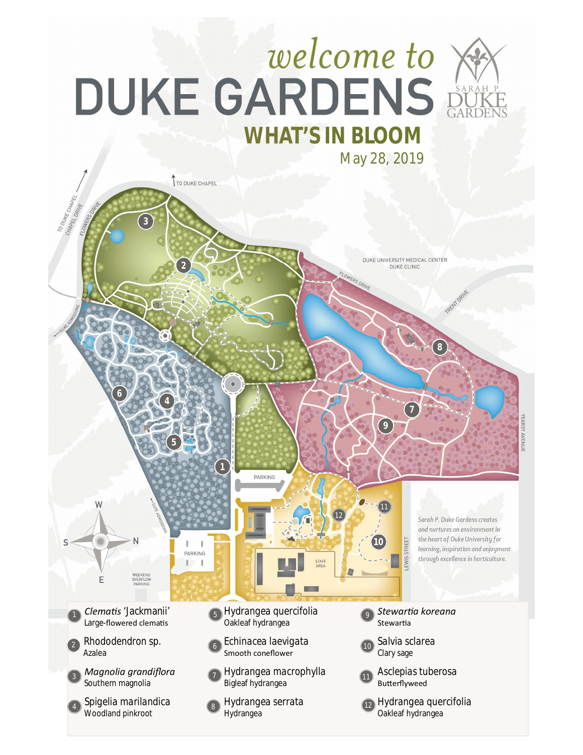# welcome to DUKE GARDENS

SARAH P. DUKE GARDENS

## WHAT'S IN BLOOM

May 28, 2019

TO DUKE CHAPEL

TO DUKE CHAPEL

CHAPEL DRIVE

FLOWERS DRIVE

DUKE UNIVERSITY MEDICAL CENTER
DUKE CLINIC

FLOWERS DRIVE

TRENT DRIVE

DUKE ADMISSIONS

PARKING

DUKE ADMISSIONS

PARKING

STAFF AREA

WEEKEND OVERFLOW PARKING

LEWIS STREET

YEARBY AVENUE

W S N E

*Sarah P. Duke Gardens creates and nurtures an environment in the heart of Duke University for learning, inspiration and enjoyment through excellence in horticulture.*

1. *Clematis* 'Jackmanii' — Large-flowered clematis
2. Rhododendron sp. — Azalea
3. *Magnolia grandiflora* — Southern magnolia
4. Spigelia marilandica — Woodland pinkroot
5. Hydrangea quercifolia — Oakleaf hydrangea
6. Echinacea laevigata — Smooth coneflower
7. Hydrangea macrophylla — Bigleaf hydrangea
8. Hydrangea serrata — Hydrangea
9. *Stewartia koreana* — Stewartia
10. Salvia sclarea — Clary sage
11. Asclepias tuberosa — Butterflyweed
12. Hydrangea quercifolia — Oakleaf hydrangea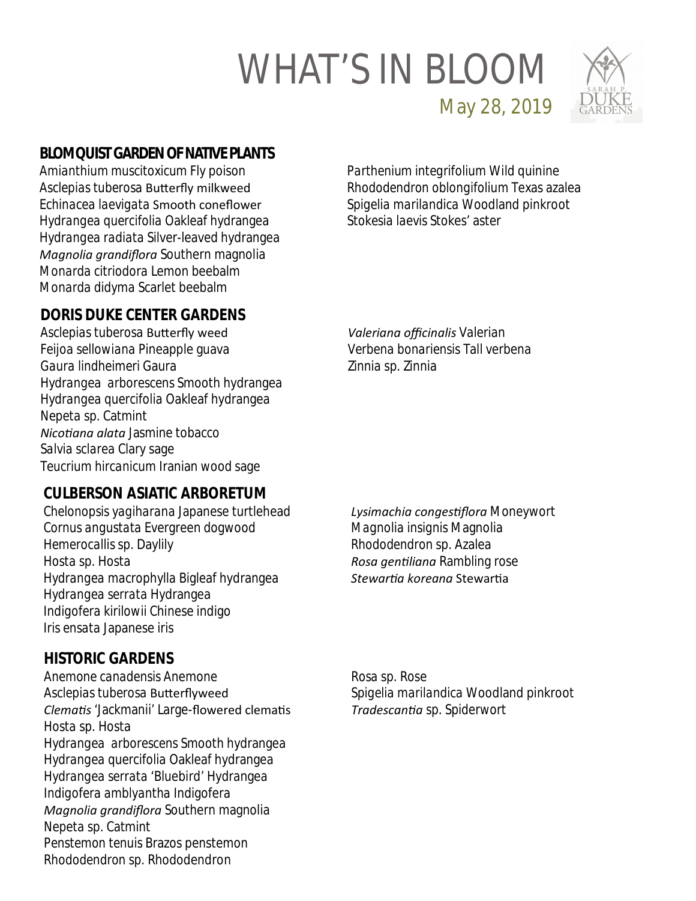# WHAT'S IN BLOOM

May 28, 2019

## BLOMQUIST GARDEN OF NATIVE PLANTS

Amianthium muscitoxicum Fly poison
Asclepias tuberosa Butterfly milkweed
Echinacea laevigata Smooth coneflower
Hydrangea quercifolia Oakleaf hydrangea
Hydrangea radiata Silver-leaved hydrangea
*Magnolia grandiflora* Southern magnolia
Monarda citriodora Lemon beebalm
Monarda didyma Scarlet beebalm
Parthenium integrifolium Wild quinine
Rhododendron oblongifolium Texas azalea
Spigelia marilandica Woodland pinkroot
Stokesia laevis Stokes' aster

## DORIS DUKE CENTER GARDENS

Asclepias tuberosa Butterfly weed
Feijoa sellowiana Pineapple guava
Gaura lindheimeri Gaura
Hydrangea arborescens Smooth hydrangea
Hydrangea quercifolia Oakleaf hydrangea
Nepeta sp. Catmint
*Nicotiana alata* Jasmine tobacco
Salvia sclarea Clary sage
Teucrium hircanicum Iranian wood sage
*Valeriana officinalis* Valerian
Verbena bonariensis Tall verbena
Zinnia sp. Zinnia

## CULBERSON ASIATIC ARBORETUM

Chelonopsis yagiharana Japanese turtlehead
Cornus angustata Evergreen dogwood
Hemerocallis sp. Daylily
Hosta sp. Hosta
Hydrangea macrophylla Bigleaf hydrangea
Hydrangea serrata Hydrangea
Indigofera kirilowii Chinese indigo
Iris ensata Japanese iris
*Lysimachia congestiflora* Moneywort
Magnolia insignis Magnolia
Rhododendron sp. Azalea
*Rosa gentiliana* Rambling rose
*Stewartia koreana* Stewartia

## HISTORIC GARDENS

Anemone canadensis Anemone
Asclepias tuberosa Butterflyweed
*Clematis* 'Jackmanii' Large-flowered clematis
Hosta sp. Hosta
Hydrangea arborescens Smooth hydrangea
Hydrangea quercifolia Oakleaf hydrangea
Hydrangea serrata 'Bluebird' Hydrangea
Indigofera amblyantha Indigofera
*Magnolia grandiflora* Southern magnolia
Nepeta sp. Catmint
Penstemon tenuis Brazos penstemon
Rhododendron sp. Rhododendron
Rosa sp. Rose
Spigelia marilandica Woodland pinkroot
*Tradescantia* sp. Spiderwort